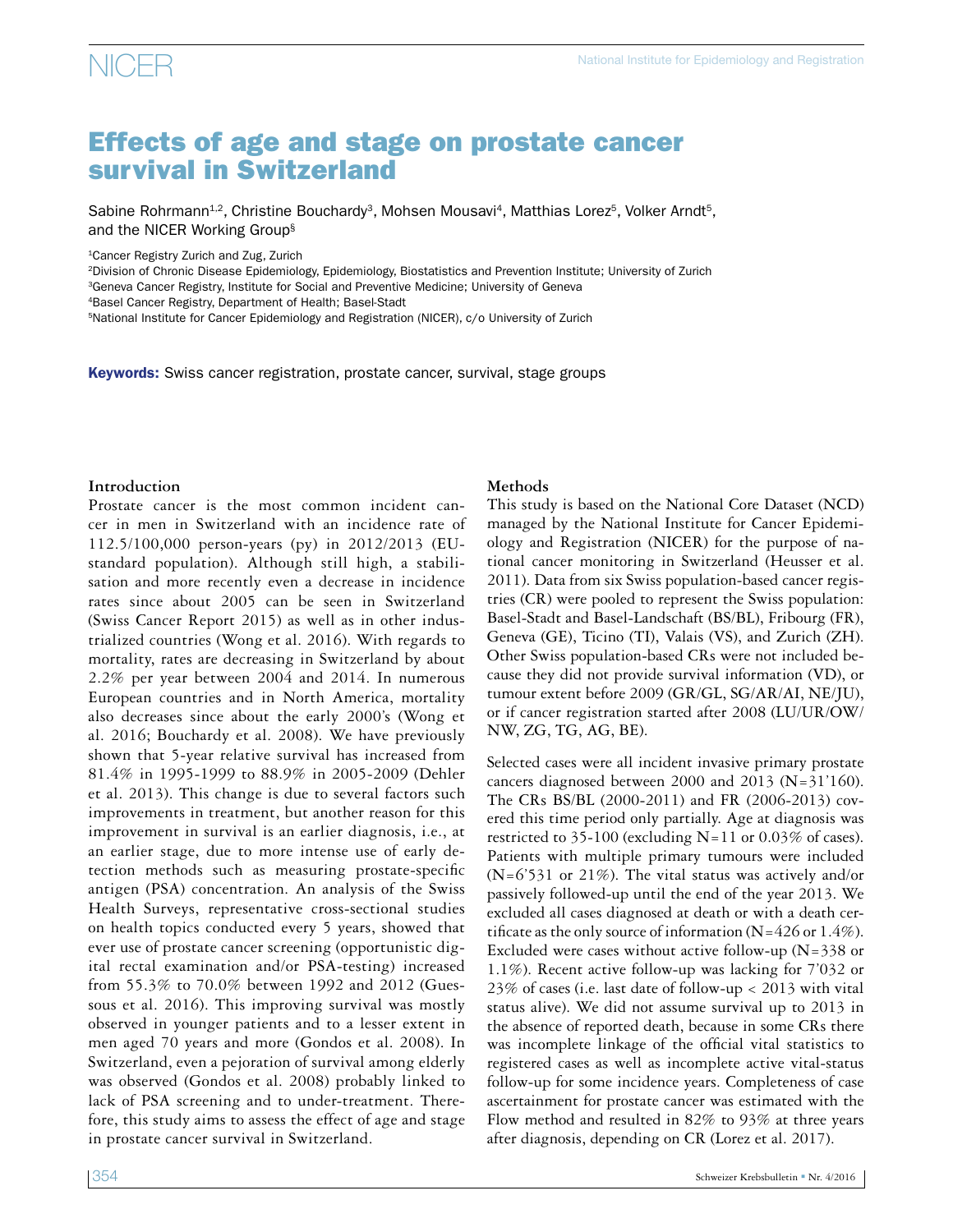# Effects of age and stage on prostate cancer survival in Switzerland

Sabine Rohrmann[1,2], Christine Bouchardy[3], Mohsen Mousavi[4], Matthias Lorez[5], Volker Arndt[5], and the NICER Working Group[§]

[1]Cancer Registry Zurich and Zug, Zurich
[2]Division of Chronic Disease Epidemiology, Epidemiology, Biostatistics and Prevention Institute; University of Zurich
[3]Geneva Cancer Registry, Institute for Social and Preventive Medicine; University of Geneva
[4]Basel Cancer Registry, Department of Health; Basel-Stadt
[5]National Institute for Cancer Epidemiology and Registration (NICER), c/o University of Zurich

**Keywords:** Swiss cancer registration, prostate cancer, survival, stage groups

### Introduction

Prostate cancer is the most common incident cancer in men in Switzerland with an incidence rate of 112.5/100,000 person-years (py) in 2012/2013 (EU-standard population). Although still high, a stabilisation and more recently even a decrease in incidence rates since about 2005 can be seen in Switzerland (Swiss Cancer Report 2015) as well as in other industrialized countries (Wong et al. 2016). With regards to mortality, rates are decreasing in Switzerland by about 2.2% per year between 2004 and 2014. In numerous European countries and in North America, mortality also decreases since about the early 2000's (Wong et al. 2016; Bouchardy et al. 2008). We have previously shown that 5-year relative survival has increased from 81.4% in 1995-1999 to 88.9% in 2005-2009 (Dehler et al. 2013). This change is due to several factors such improvements in treatment, but another reason for this improvement in survival is an earlier diagnosis, i.e., at an earlier stage, due to more intense use of early detection methods such as measuring prostate-specific antigen (PSA) concentration. An analysis of the Swiss Health Surveys, representative cross-sectional studies on health topics conducted every 5 years, showed that ever use of prostate cancer screening (opportunistic digital rectal examination and/or PSA-testing) increased from 55.3% to 70.0% between 1992 and 2012 (Guessous et al. 2016). This improving survival was mostly observed in younger patients and to a lesser extent in men aged 70 years and more (Gondos et al. 2008). In Switzerland, even a pejoration of survival among elderly was observed (Gondos et al. 2008) probably linked to lack of PSA screening and to under-treatment. Therefore, this study aims to assess the effect of age and stage in prostate cancer survival in Switzerland.

### Methods

This study is based on the National Core Dataset (NCD) managed by the National Institute for Cancer Epidemiology and Registration (NICER) for the purpose of national cancer monitoring in Switzerland (Heusser et al. 2011). Data from six Swiss population-based cancer registries (CR) were pooled to represent the Swiss population: Basel-Stadt and Basel-Landschaft (BS/BL), Fribourg (FR), Geneva (GE), Ticino (TI), Valais (VS), and Zurich (ZH). Other Swiss population-based CRs were not included because they did not provide survival information (VD), or tumour extent before 2009 (GR/GL, SG/AR/AI, NE/JU), or if cancer registration started after 2008 (LU/UR/OW/NW, ZG, TG, AG, BE).

Selected cases were all incident invasive primary prostate cancers diagnosed between 2000 and 2013 (N=31'160). The CRs BS/BL (2000-2011) and FR (2006-2013) covered this time period only partially. Age at diagnosis was restricted to 35-100 (excluding N=11 or 0.03% of cases). Patients with multiple primary tumours were included (N=6'531 or 21%). The vital status was actively and/or passively followed-up until the end of the year 2013. We excluded all cases diagnosed at death or with a death certificate as the only source of information (N=426 or 1.4%). Excluded were cases without active follow-up (N=338 or 1.1%). Recent active follow-up was lacking for 7'032 or 23% of cases (i.e. last date of follow-up < 2013 with vital status alive). We did not assume survival up to 2013 in the absence of reported death, because in some CRs there was incomplete linkage of the official vital statistics to registered cases as well as incomplete active vital-status follow-up for some incidence years. Completeness of case ascertainment for prostate cancer was estimated with the Flow method and resulted in 82% to 93% at three years after diagnosis, depending on CR (Lorez et al. 2017).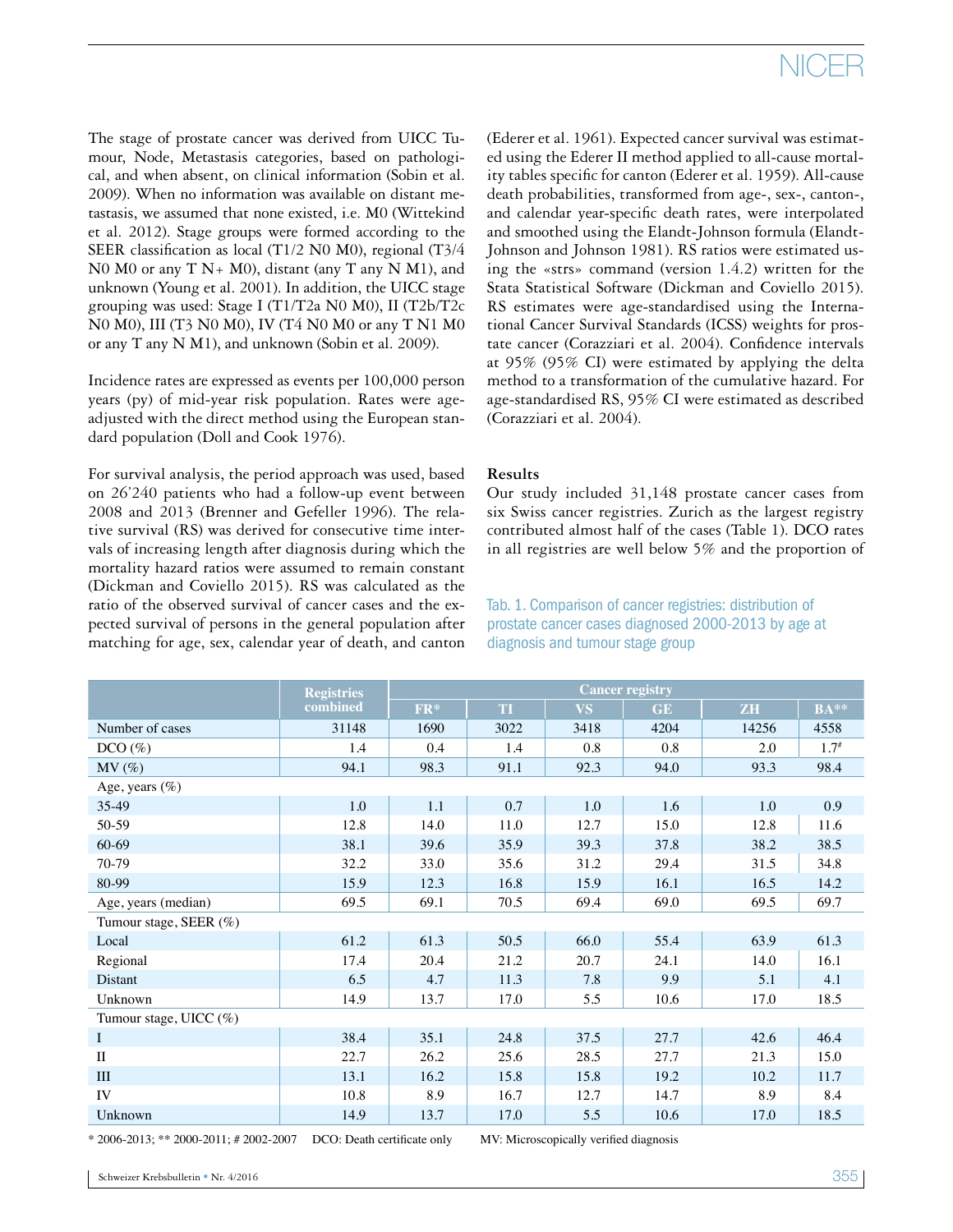The stage of prostate cancer was derived from UICC Tumour, Node, Metastasis categories, based on pathological, and when absent, on clinical information (Sobin et al. 2009). When no information was available on distant metastasis, we assumed that none existed, i.e. M0 (Wittekind et al. 2012). Stage groups were formed according to the SEER classification as local (T1/2 N0 M0), regional (T3/4 N0 M0 or any T N+ M0), distant (any T any N M1), and unknown (Young et al. 2001). In addition, the UICC stage grouping was used: Stage I (T1/T2a N0 M0), II (T2b/T2c N0 M0), III (T3 N0 M0), IV (T4 N0 M0 or any T N1 M0 or any T any N M1), and unknown (Sobin et al. 2009).

Incidence rates are expressed as events per 100,000 person years (py) of mid-year risk population. Rates were age-adjusted with the direct method using the European standard population (Doll and Cook 1976).

For survival analysis, the period approach was used, based on 26'240 patients who had a follow-up event between 2008 and 2013 (Brenner and Gefeller 1996). The relative survival (RS) was derived for consecutive time intervals of increasing length after diagnosis during which the mortality hazard ratios were assumed to remain constant (Dickman and Coviello 2015). RS was calculated as the ratio of the observed survival of cancer cases and the expected survival of persons in the general population after matching for age, sex, calendar year of death, and canton (Ederer et al. 1961). Expected cancer survival was estimated using the Ederer II method applied to all-cause mortality tables specific for canton (Ederer et al. 1959). All-cause death probabilities, transformed from age-, sex-, canton-, and calendar year-specific death rates, were interpolated and smoothed using the Elandt-Johnson formula (Elandt-Johnson and Johnson 1981). RS ratios were estimated using the «strs» command (version 1.4.2) written for the Stata Statistical Software (Dickman and Coviello 2015). RS estimates were age-standardised using the International Cancer Survival Standards (ICSS) weights for prostate cancer (Corazziari et al. 2004). Confidence intervals at 95% (95% CI) were estimated by applying the delta method to a transformation of the cumulative hazard. For age-standardised RS, 95% CI were estimated as described (Corazziari et al. 2004).

## Results

Our study included 31,148 prostate cancer cases from six Swiss cancer registries. Zurich as the largest registry contributed almost half of the cases (Table 1). DCO rates in all registries are well below 5% and the proportion of

Tab. 1. Comparison of cancer registries: distribution of prostate cancer cases diagnosed 2000-2013 by age at diagnosis and tumour stage group

| | Registries combined | Cancer registry | | | | | |
|---|---|---|---|---|---|---|---|
| | | FR* | TI | VS | GE | ZH | BA** |
| Number of cases | 31148 | 1690 | 3022 | 3418 | 4204 | 14256 | 4558 |
| DCO (%) | 1.4 | 0.4 | 1.4 | 0.8 | 0.8 | 2.0 | 1.7# |
| MV (%) | 94.1 | 98.3 | 91.1 | 92.3 | 94.0 | 93.3 | 98.4 |
| Age, years (%) | | | | | | | |
| 35-49 | 1.0 | 1.1 | 0.7 | 1.0 | 1.6 | 1.0 | 0.9 |
| 50-59 | 12.8 | 14.0 | 11.0 | 12.7 | 15.0 | 12.8 | 11.6 |
| 60-69 | 38.1 | 39.6 | 35.9 | 39.3 | 37.8 | 38.2 | 38.5 |
| 70-79 | 32.2 | 33.0 | 35.6 | 31.2 | 29.4 | 31.5 | 34.8 |
| 80-99 | 15.9 | 12.3 | 16.8 | 15.9 | 16.1 | 16.5 | 14.2 |
| Age, years (median) | 69.5 | 69.1 | 70.5 | 69.4 | 69.0 | 69.5 | 69.7 |
| Tumour stage, SEER (%) | | | | | | | |
| Local | 61.2 | 61.3 | 50.5 | 66.0 | 55.4 | 63.9 | 61.3 |
| Regional | 17.4 | 20.4 | 21.2 | 20.7 | 24.1 | 14.0 | 16.1 |
| Distant | 6.5 | 4.7 | 11.3 | 7.8 | 9.9 | 5.1 | 4.1 |
| Unknown | 14.9 | 13.7 | 17.0 | 5.5 | 10.6 | 17.0 | 18.5 |
| Tumour stage, UICC (%) | | | | | | | |
| I | 38.4 | 35.1 | 24.8 | 37.5 | 27.7 | 42.6 | 46.4 |
| II | 22.7 | 26.2 | 25.6 | 28.5 | 27.7 | 21.3 | 15.0 |
| III | 13.1 | 16.2 | 15.8 | 15.8 | 19.2 | 10.2 | 11.7 |
| IV | 10.8 | 8.9 | 16.7 | 12.7 | 14.7 | 8.9 | 8.4 |
| Unknown | 14.9 | 13.7 | 17.0 | 5.5 | 10.6 | 17.0 | 18.5 |

* 2006-2013; ** 2000-2011; # 2002-2007 DCO: Death certificate only MV: Microscopically verified diagnosis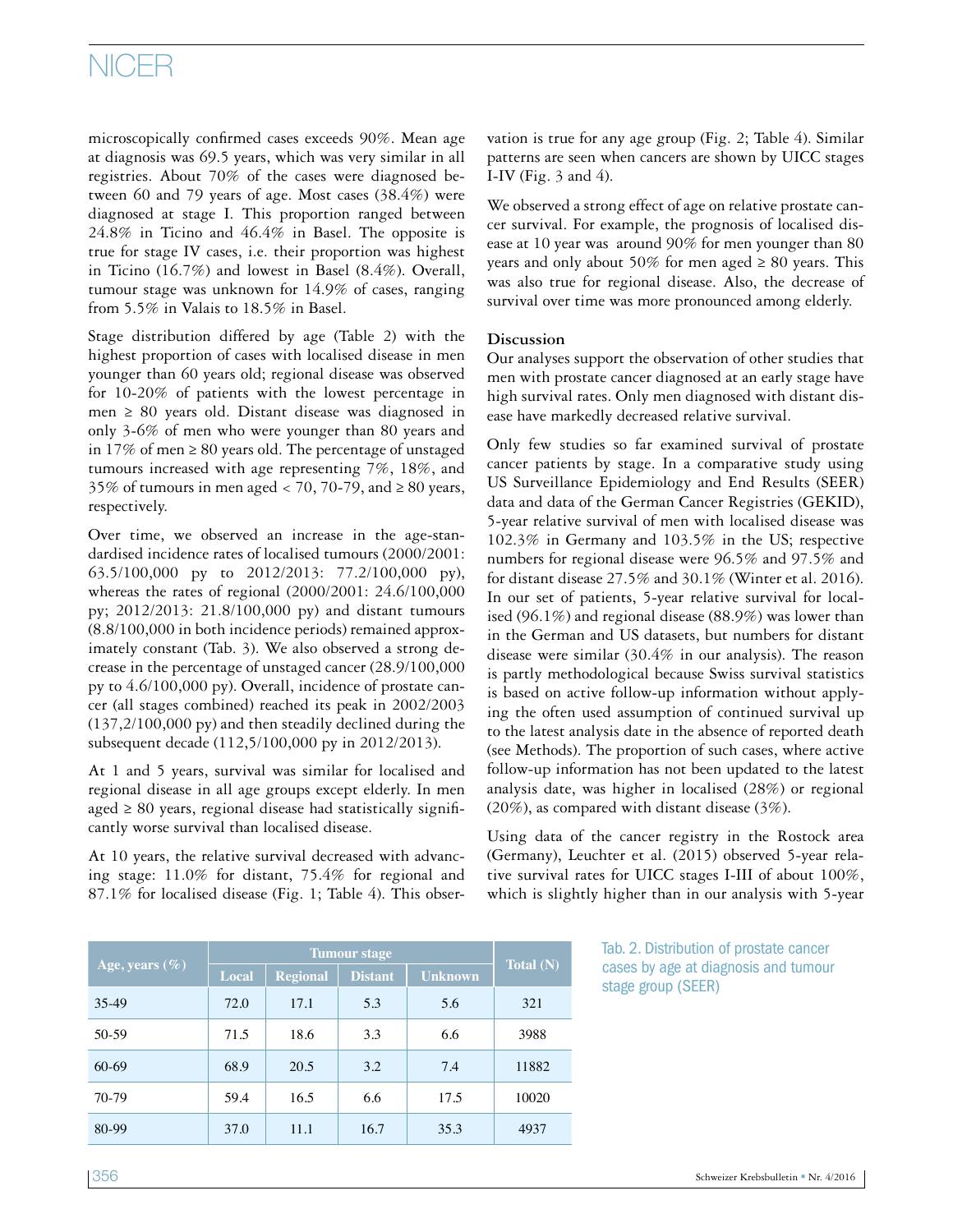microscopically confirmed cases exceeds 90%. Mean age at diagnosis was 69.5 years, which was very similar in all registries. About 70% of the cases were diagnosed between 60 and 79 years of age. Most cases (38.4%) were diagnosed at stage I. This proportion ranged between 24.8% in Ticino and 46.4% in Basel. The opposite is true for stage IV cases, i.e. their proportion was highest in Ticino (16.7%) and lowest in Basel (8.4%). Overall, tumour stage was unknown for 14.9% of cases, ranging from 5.5% in Valais to 18.5% in Basel.

Stage distribution differed by age (Table 2) with the highest proportion of cases with localised disease in men younger than 60 years old; regional disease was observed for 10-20% of patients with the lowest percentage in men ≥ 80 years old. Distant disease was diagnosed in only 3-6% of men who were younger than 80 years and in 17% of men ≥ 80 years old. The percentage of unstaged tumours increased with age representing 7%, 18%, and 35% of tumours in men aged < 70, 70-79, and ≥ 80 years, respectively.

Over time, we observed an increase in the age-standardised incidence rates of localised tumours (2000/2001: 63.5/100,000 py to 2012/2013: 77.2/100,000 py), whereas the rates of regional (2000/2001: 24.6/100,000 py; 2012/2013: 21.8/100,000 py) and distant tumours (8.8/100,000 in both incidence periods) remained approximately constant (Tab. 3). We also observed a strong decrease in the percentage of unstaged cancer (28.9/100,000 py to 4.6/100,000 py). Overall, incidence of prostate cancer (all stages combined) reached its peak in 2002/2003 (137,2/100,000 py) and then steadily declined during the subsequent decade (112,5/100,000 py in 2012/2013).

At 1 and 5 years, survival was similar for localised and regional disease in all age groups except elderly. In men aged ≥ 80 years, regional disease had statistically significantly worse survival than localised disease.

At 10 years, the relative survival decreased with advancing stage: 11.0% for distant, 75.4% for regional and 87.1% for localised disease (Fig. 1; Table 4). This observation is true for any age group (Fig. 2; Table 4). Similar patterns are seen when cancers are shown by UICC stages I-IV (Fig. 3 and 4).

We observed a strong effect of age on relative prostate cancer survival. For example, the prognosis of localised disease at 10 year was around 90% for men younger than 80 years and only about 50% for men aged ≥ 80 years. This was also true for regional disease. Also, the decrease of survival over time was more pronounced among elderly.

**Discussion**

Our analyses support the observation of other studies that men with prostate cancer diagnosed at an early stage have high survival rates. Only men diagnosed with distant disease have markedly decreased relative survival.

Only few studies so far examined survival of prostate cancer patients by stage. In a comparative study using US Surveillance Epidemiology and End Results (SEER) data and data of the German Cancer Registries (GEKID), 5-year relative survival of men with localised disease was 102.3% in Germany and 103.5% in the US; respective numbers for regional disease were 96.5% and 97.5% and for distant disease 27.5% and 30.1% (Winter et al. 2016). In our set of patients, 5-year relative survival for localised (96.1%) and regional disease (88.9%) was lower than in the German and US datasets, but numbers for distant disease were similar (30.4% in our analysis). The reason is partly methodological because Swiss survival statistics is based on active follow-up information without applying the often used assumption of continued survival up to the latest analysis date in the absence of reported death (see Methods). The proportion of such cases, where active follow-up information has not been updated to the latest analysis date, was higher in localised (28%) or regional (20%), as compared with distant disease (3%).

Using data of the cancer registry in the Rostock area (Germany), Leuchter et al. (2015) observed 5-year relative survival rates for UICC stages I-III of about 100%, which is slightly higher than in our analysis with 5-year

| Age, years (%) | Tumour stage | | | | Total (N) |
|---|---|---|---|---|---|
| | Local | Regional | Distant | Unknown | |
| 35-49 | 72.0 | 17.1 | 5.3 | 5.6 | 321 |
| 50-59 | 71.5 | 18.6 | 3.3 | 6.6 | 3988 |
| 60-69 | 68.9 | 20.5 | 3.2 | 7.4 | 11882 |
| 70-79 | 59.4 | 16.5 | 6.6 | 17.5 | 10020 |
| 80-99 | 37.0 | 11.1 | 16.7 | 35.3 | 4937 |

Tab. 2. Distribution of prostate cancer cases by age at diagnosis and tumour stage group (SEER)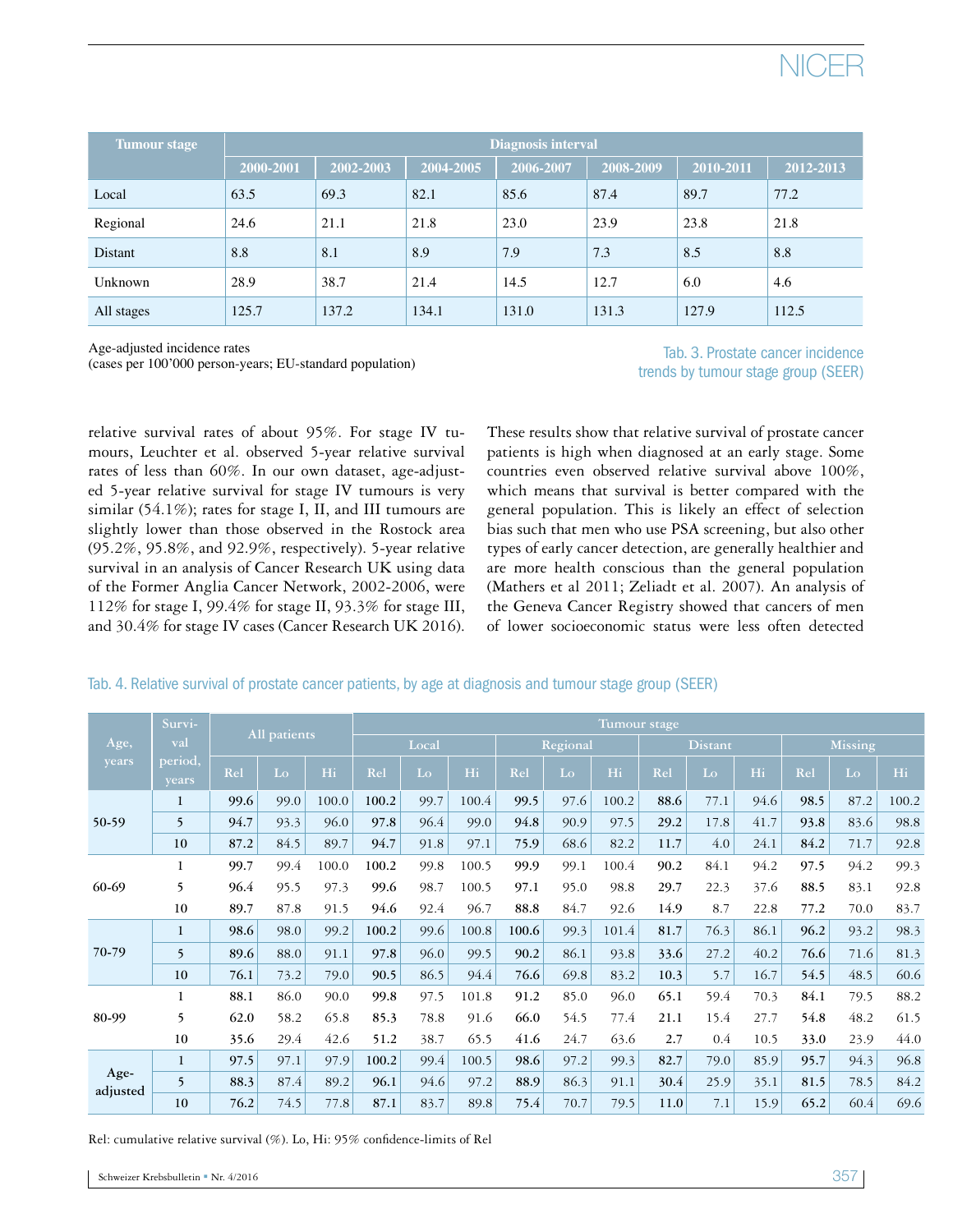| Tumour stage | Diagnosis interval | | | | | | |
|---|---|---|---|---|---|---|---|
| | 2000-2001 | 2002-2003 | 2004-2005 | 2006-2007 | 2008-2009 | 2010-2011 | 2012-2013 |
| Local | 63.5 | 69.3 | 82.1 | 85.6 | 87.4 | 89.7 | 77.2 |
| Regional | 24.6 | 21.1 | 21.8 | 23.0 | 23.9 | 23.8 | 21.8 |
| Distant | 8.8 | 8.1 | 8.9 | 7.9 | 7.3 | 8.5 | 8.8 |
| Unknown | 28.9 | 38.7 | 21.4 | 14.5 | 12.7 | 6.0 | 4.6 |
| All stages | 125.7 | 137.2 | 134.1 | 131.0 | 131.3 | 127.9 | 112.5 |

Age-adjusted incidence rates
(cases per 100'000 person-years; EU-standard population)

Tab. 3. Prostate cancer incidence trends by tumour stage group (SEER)

relative survival rates of about 95%. For stage IV tumours, Leuchter et al. observed 5-year relative survival rates of less than 60%. In our own dataset, age-adjusted 5-year relative survival for stage IV tumours is very similar (54.1%); rates for stage I, II, and III tumours are slightly lower than those observed in the Rostock area (95.2%, 95.8%, and 92.9%, respectively). 5-year relative survival in an analysis of Cancer Research UK using data of the Former Anglia Cancer Network, 2002-2006, were 112% for stage I, 99.4% for stage II, 93.3% for stage III, and 30.4% for stage IV cases (Cancer Research UK 2016).

These results show that relative survival of prostate cancer patients is high when diagnosed at an early stage. Some countries even observed relative survival above 100%, which means that survival is better compared with the general population. This is likely an effect of selection bias such that men who use PSA screening, but also other types of early cancer detection, are generally healthier and are more health conscious than the general population (Mathers et al 2011; Zeliadt et al. 2007). An analysis of the Geneva Cancer Registry showed that cancers of men of lower socioeconomic status were less often detected

Tab. 4. Relative survival of prostate cancer patients, by age at diagnosis and tumour stage group (SEER)

| Age, years | Survival period, years | All patients | | | Tumour stage | | | | | | | | | | | |
|---|---|---|---|---|---|---|---|---|---|---|---|---|---|---|---|---|
| | | | | | Local | | | Regional | | | Distant | | | Missing | | |
| | | Rel | Lo | Hi | Rel | Lo | Hi | Rel | Lo | Hi | Rel | Lo | Hi | Rel | Lo | Hi |
| 50-59 | 1 | 99.6 | 99.0 | 100.0 | 100.2 | 99.7 | 100.4 | 99.5 | 97.6 | 100.2 | 88.6 | 77.1 | 94.6 | 98.5 | 87.2 | 100.2 |
| | 5 | 94.7 | 93.3 | 96.0 | 97.8 | 96.4 | 99.0 | 94.8 | 90.9 | 97.5 | 29.2 | 17.8 | 41.7 | 93.8 | 83.6 | 98.8 |
| | 10 | 87.2 | 84.5 | 89.7 | 94.7 | 91.8 | 97.1 | 75.9 | 68.6 | 82.2 | 11.7 | 4.0 | 24.1 | 84.2 | 71.7 | 92.8 |
| 60-69 | 1 | 99.7 | 99.4 | 100.0 | 100.2 | 99.8 | 100.5 | 99.9 | 99.1 | 100.4 | 90.2 | 84.1 | 94.2 | 97.5 | 94.2 | 99.3 |
| | 5 | 96.4 | 95.5 | 97.3 | 99.6 | 98.7 | 100.5 | 97.1 | 95.0 | 98.8 | 29.7 | 22.3 | 37.6 | 88.5 | 83.1 | 92.8 |
| | 10 | 89.7 | 87.8 | 91.5 | 94.6 | 92.4 | 96.7 | 88.8 | 84.7 | 92.6 | 14.9 | 8.7 | 22.8 | 77.2 | 70.0 | 83.7 |
| 70-79 | 1 | 98.6 | 98.0 | 99.2 | 100.2 | 99.6 | 100.8 | 100.6 | 99.3 | 101.4 | 81.7 | 76.3 | 86.1 | 96.2 | 93.2 | 98.3 |
| | 5 | 89.6 | 88.0 | 91.1 | 97.8 | 96.0 | 99.5 | 90.2 | 86.1 | 93.8 | 33.6 | 27.2 | 40.2 | 76.6 | 71.6 | 81.3 |
| | 10 | 76.1 | 73.2 | 79.0 | 90.5 | 86.5 | 94.4 | 76.6 | 69.8 | 83.2 | 10.3 | 5.7 | 16.7 | 54.5 | 48.5 | 60.6 |
| 80-99 | 1 | 88.1 | 86.0 | 90.0 | 99.8 | 97.5 | 101.8 | 91.2 | 85.0 | 96.0 | 65.1 | 59.4 | 70.3 | 84.1 | 79.5 | 88.2 |
| | 5 | 62.0 | 58.2 | 65.8 | 85.3 | 78.8 | 91.6 | 66.0 | 54.5 | 77.4 | 21.1 | 15.4 | 27.7 | 54.8 | 48.2 | 61.5 |
| | 10 | 35.6 | 29.4 | 42.6 | 51.2 | 38.7 | 65.5 | 41.6 | 24.7 | 63.6 | 2.7 | 0.4 | 10.5 | 33.0 | 23.9 | 44.0 |
| Age-adjusted | 1 | 97.5 | 97.1 | 97.9 | 100.2 | 99.4 | 100.5 | 98.6 | 97.2 | 99.3 | 82.7 | 79.0 | 85.9 | 95.7 | 94.3 | 96.8 |
| | 5 | 88.3 | 87.4 | 89.2 | 96.1 | 94.6 | 97.2 | 88.9 | 86.3 | 91.1 | 30.4 | 25.9 | 35.1 | 81.5 | 78.5 | 84.2 |
| | 10 | 76.2 | 74.5 | 77.8 | 87.1 | 83.7 | 89.8 | 75.4 | 70.7 | 79.5 | 11.0 | 7.1 | 15.9 | 65.2 | 60.4 | 69.6 |

Rel: cumulative relative survival (%). Lo, Hi: 95% confidence-limits of Rel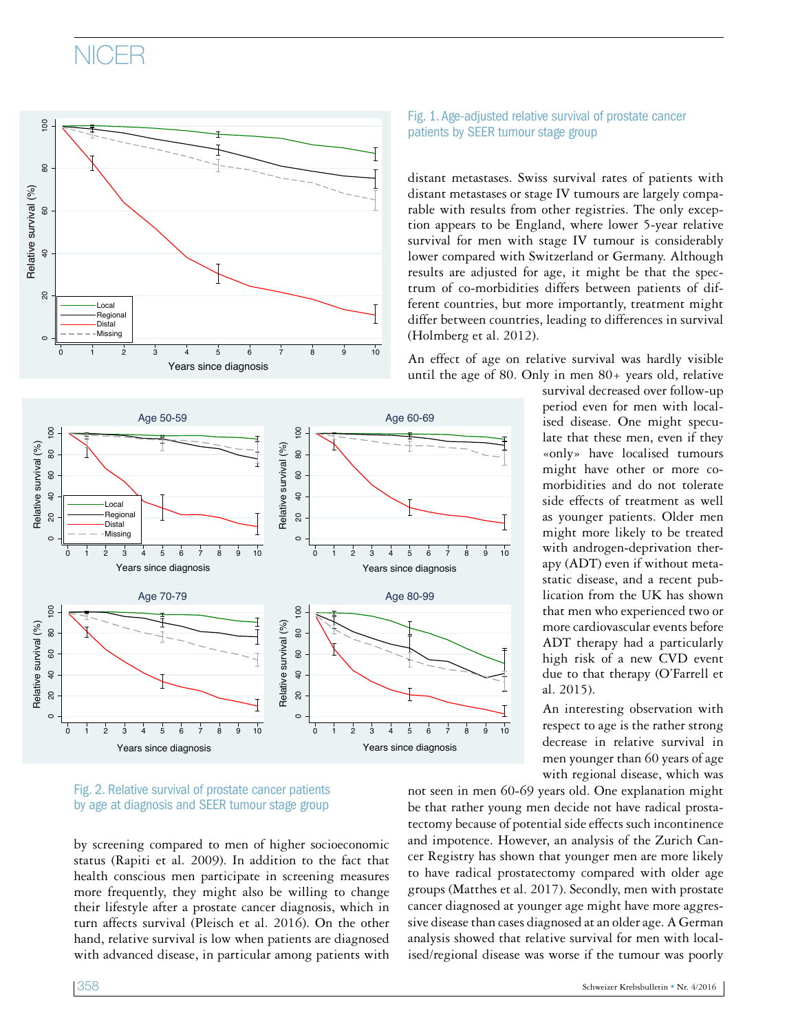Fig. 1. Age-adjusted relative survival of prostate cancer patients by SEER tumour stage group

Fig. 2. Relative survival of prostate cancer patients by age at diagnosis and SEER tumour stage group

by screening compared to men of higher socioeconomic status (Rapiti et al. 2009). In addition to the fact that health conscious men participate in screening measures more frequently, they might also be willing to change their lifestyle after a prostate cancer diagnosis, which in turn affects survival (Pleisch et al. 2016). On the other hand, relative survival is low when patients are diagnosed with advanced disease, in particular among patients with distant metastases. Swiss survival rates of patients with distant metastases or stage IV tumours are largely comparable with results from other registries. The only exception appears to be England, where lower 5-year relative survival for men with stage IV tumour is considerably lower compared with Switzerland or Germany. Although results are adjusted for age, it might be that the spectrum of co-morbidities differs between patients of different countries, but more importantly, treatment might differ between countries, leading to differences in survival (Holmberg et al. 2012).

An effect of age on relative survival was hardly visible until the age of 80. Only in men 80+ years old, relative survival decreased over follow-up period even for men with localised disease. One might speculate that these men, even if they «only» have localised tumours might have other or more co-morbidities and do not tolerate side effects of treatment as well as younger patients. Older men might more likely to be treated with androgen-deprivation therapy (ADT) even if without metastatic disease, and a recent publication from the UK has shown that men who experienced two or more cardiovascular events before ADT therapy had a particularly high risk of a new CVD event due to that therapy (O'Farrell et al. 2015).

An interesting observation with respect to age is the rather strong decrease in relative survival in men younger than 60 years of age with regional disease, which was not seen in men 60-69 years old. One explanation might be that rather young men decide not have radical prostatectomy because of potential side effects such incontinence and impotence. However, an analysis of the Zurich Cancer Registry has shown that younger men are more likely to have radical prostatectomy compared with older age groups (Matthes et al. 2017). Secondly, men with prostate cancer diagnosed at younger age might have more aggressive disease than cases diagnosed at an older age. A German analysis showed that relative survival for men with localised/regional disease was worse if the tumour was poorly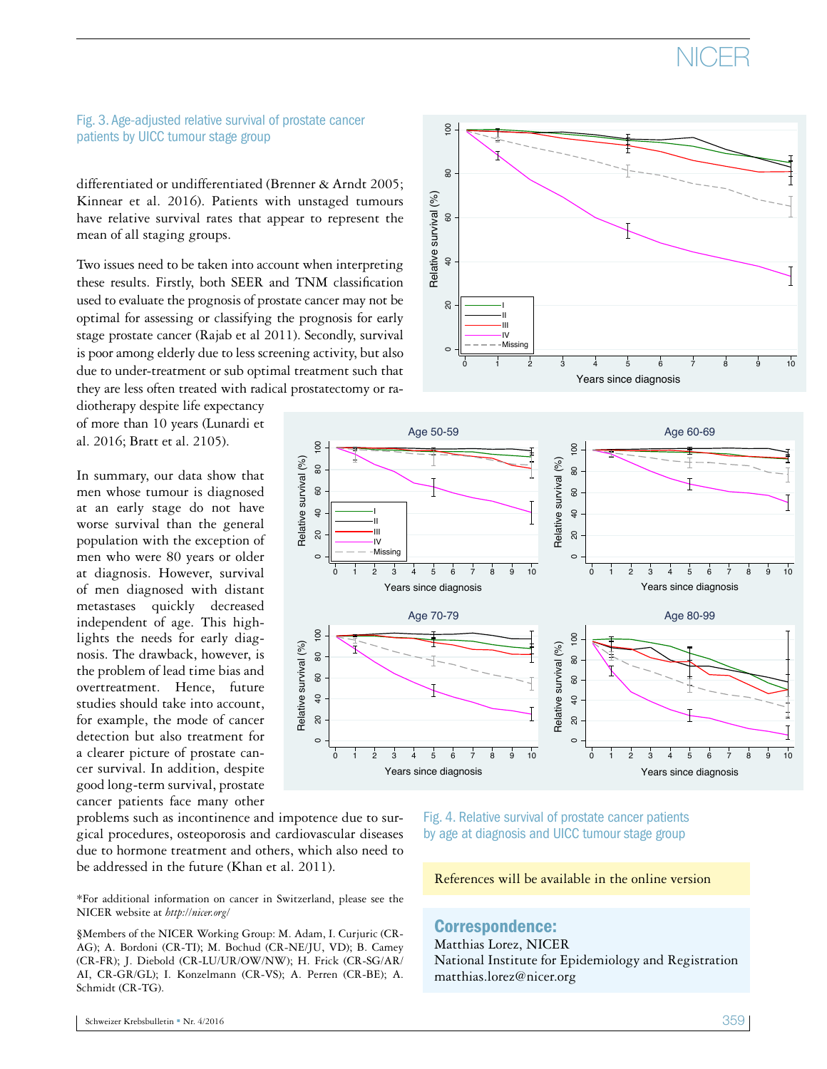Fig. 3. Age-adjusted relative survival of prostate cancer patients by UICC tumour stage group

differentiated or undifferentiated (Brenner & Arndt 2005; Kinnear et al. 2016). Patients with unstaged tumours have relative survival rates that appear to represent the mean of all staging groups.

Two issues need to be taken into account when interpreting these results. Firstly, both SEER and TNM classification used to evaluate the prognosis of prostate cancer may not be optimal for assessing or classifying the prognosis for early stage prostate cancer (Rajab et al 2011). Secondly, survival is poor among elderly due to less screening activity, but also due to under-treatment or sub optimal treatment such that they are less often treated with radical prostatectomy or radiotherapy despite life expectancy of more than 10 years (Lunardi et al. 2016; Bratt et al. 2105).

In summary, our data show that men whose tumour is diagnosed at an early stage do not have worse survival than the general population with the exception of men who were 80 years or older at diagnosis. However, survival of men diagnosed with distant metastases quickly decreased independent of age. This highlights the needs for early diagnosis. The drawback, however, is the problem of lead time bias and overtreatment. Hence, future studies should take into account, for example, the mode of cancer detection but also treatment for a clearer picture of prostate cancer survival. In addition, despite good long-term survival, prostate cancer patients face many other problems such as incontinence and impotence due to surgical procedures, osteoporosis and cardiovascular diseases due to hormone treatment and others, which also need to be addressed in the future (Khan et al. 2011).

Fig. 4. Relative survival of prostate cancer patients by age at diagnosis and UICC tumour stage group

References will be available in the online version

*For additional information on cancer in Switzerland, please see the NICER website at *http://nicer.org/*

§Members of the NICER Working Group: M. Adam, I. Curjuric (CR-AG); A. Bordoni (CR-TI); M. Bochud (CR-NE/JU, VD); B. Camey (CR-FR); J. Diebold (CR-LU/UR/OW/NW); H. Frick (CR-SG/AR/AI, CR-GR/GL); I. Konzelmann (CR-VS); A. Perren (CR-BE); A. Schmidt (CR-TG).

**Correspondence:**
Matthias Lorez, NICER
National Institute for Epidemiology and Registration
matthias.lorez@nicer.org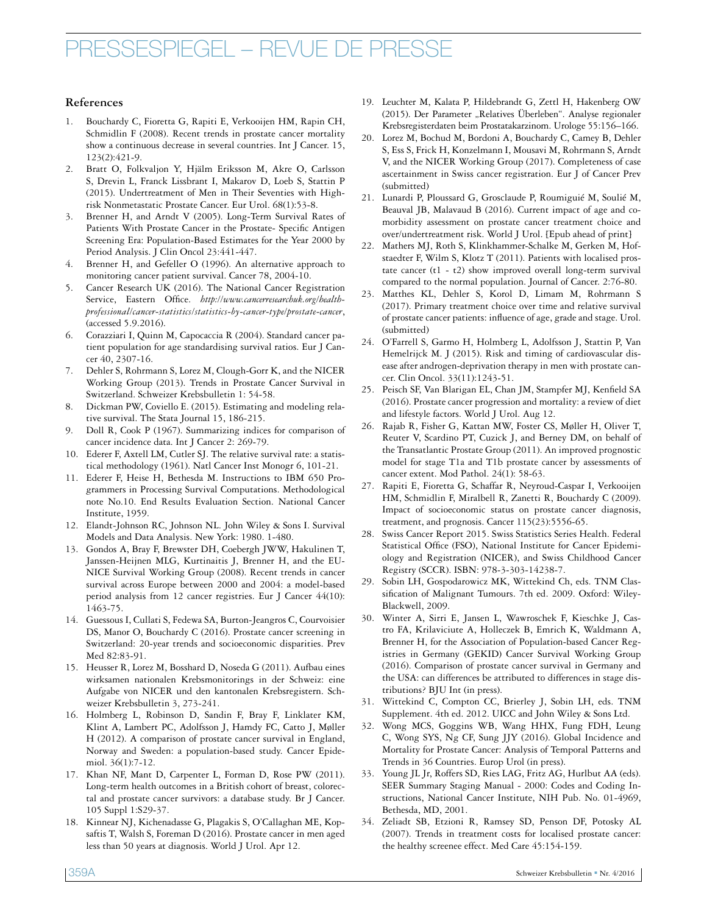## References

1. Bouchardy C, Fioretta G, Rapiti E, Verkooijen HM, Rapin CH, Schmidlin F (2008). Recent trends in prostate cancer mortality show a continuous decrease in several countries. Int J Cancer. 15, 123(2):421-9.
2. Bratt O, Folkvaljon Y, Hjälm Eriksson M, Akre O, Carlsson S, Drevin L, Franck Lissbrant I, Makarov D, Loeb S, Stattin P (2015). Undertreatment of Men in Their Seventies with High-risk Nonmetastatic Prostate Cancer. Eur Urol. 68(1):53-8.
3. Brenner H, and Arndt V (2005). Long-Term Survival Rates of Patients With Prostate Cancer in the Prostate- Specific Antigen Screening Era: Population-Based Estimates for the Year 2000 by Period Analysis. J Clin Oncol 23:441-447.
4. Brenner H, and Gefeller O (1996). An alternative approach to monitoring cancer patient survival. Cancer 78, 2004-10.
5. Cancer Research UK (2016). The National Cancer Registration Service, Eastern Office. *http://www.cancerresearchuk.org/health-professional/cancer-statistics/statistics-by-cancer-type/prostate-cancer*, (accessed 5.9.2016).
6. Corazziari I, Quinn M, Capocaccia R (2004). Standard cancer patient population for age standardising survival ratios. Eur J Cancer 40, 2307-16.
7. Dehler S, Rohrmann S, Lorez M, Clough-Gorr K, and the NICER Working Group (2013). Trends in Prostate Cancer Survival in Switzerland. Schweizer Krebsbulletin 1: 54-58.
8. Dickman PW, Coviello E. (2015). Estimating and modeling relative survival. The Stata Journal 15, 186-215.
9. Doll R, Cook P (1967). Summarizing indices for comparison of cancer incidence data. Int J Cancer 2: 269-79.
10. Ederer F, Axtell LM, Cutler SJ. The relative survival rate: a statistical methodology (1961). Natl Cancer Inst Monogr 6, 101-21.
11. Ederer F, Heise H, Bethesda M. Instructions to IBM 650 Programmers in Processing Survival Computations. Methodological note No.10. End Results Evaluation Section. National Cancer Institute, 1959.
12. Elandt-Johnson RC, Johnson NL. John Wiley & Sons I. Survival Models and Data Analysis. New York: 1980. 1-480.
13. Gondos A, Bray F, Brewster DH, Coebergh JWW, Hakulinen T, Janssen-Heijnen MLG, Kurtinaitis J, Brenner H, and the EU-NICE Survival Working Group (2008). Recent trends in cancer survival across Europe between 2000 and 2004: a model-based period analysis from 12 cancer registries. Eur J Cancer 44(10): 1463-75.
14. Guessous I, Cullati S, Fedewa SA, Burton-Jeangros C, Courvoisier DS, Manor O, Bouchardy C (2016). Prostate cancer screening in Switzerland: 20-year trends and socioeconomic disparities. Prev Med 82:83-91.
15. Heusser R, Lorez M, Bosshard D, Noseda G (2011). Aufbau eines wirksamen nationalen Krebsmonitorings in der Schweiz: eine Aufgabe von NICER und den kantonalen Krebsregistern. Schweizer Krebsbulletin 3, 273-241.
16. Holmberg L, Robinson D, Sandin F, Bray F, Linklater KM, Klint A, Lambert PC, Adolfsson J, Hamdy FC, Catto J, Møller H (2012). A comparison of prostate cancer survival in England, Norway and Sweden: a population-based study. Cancer Epidemiol. 36(1):7-12.
17. Khan NF, Mant D, Carpenter L, Forman D, Rose PW (2011). Long-term health outcomes in a British cohort of breast, colorectal and prostate cancer survivors: a database study. Br J Cancer. 105 Suppl 1:S29-37.
18. Kinnear NJ, Kichenadasse G, Plagakis S, O'Callaghan ME, Kopsaftis T, Walsh S, Foreman D (2016). Prostate cancer in men aged less than 50 years at diagnosis. World J Urol. Apr 12.
19. Leuchter M, Kalata P, Hildebrandt G, Zettl H, Hakenberg OW (2015). Der Parameter „Relatives Überleben". Analyse regionaler Krebsregisterdaten beim Prostatakarzinom. Urologe 55:156–166.
20. Lorez M, Bochud M, Bordoni A, Bouchardy C, Camey B, Dehler S, Ess S, Frick H, Konzelmann I, Mousavi M, Rohrmann S, Arndt V, and the NICER Working Group (2017). Completeness of case ascertainment in Swiss cancer registration. Eur J of Cancer Prev (submitted)
21. Lunardi P, Ploussard G, Grosclaude P, Roumiguié M, Soulié M, Beauval JB, Malavaud B (2016). Current impact of age and comorbidity assessment on prostate cancer treatment choice and over/undertreatment risk. World J Urol. [Epub ahead of print]
22. Mathers MJ, Roth S, Klinkhammer-Schalke M, Gerken M, Hofstaedter F, Wilm S, Klotz T (2011). Patients with localised prostate cancer (t1 - t2) show improved overall long-term survival compared to the normal population. Journal of Cancer. 2:76-80.
23. Matthes KL, Dehler S, Korol D, Limam M, Rohrmann S (2017). Primary treatment choice over time and relative survival of prostate cancer patients: influence of age, grade and stage. Urol. (submitted)
24. O'Farrell S, Garmo H, Holmberg L, Adolfsson J, Stattin P, Van Hemelrijck M. J (2015). Risk and timing of cardiovascular disease after androgen-deprivation therapy in men with prostate cancer. Clin Oncol. 33(11):1243-51.
25. Peisch SF, Van Blarigan EL, Chan JM, Stampfer MJ, Kenfield SA (2016). Prostate cancer progression and mortality: a review of diet and lifestyle factors. World J Urol. Aug 12.
26. Rajab R, Fisher G, Kattan MW, Foster CS, Møller H, Oliver T, Reuter V, Scardino PT, Cuzick J, and Berney DM, on behalf of the Transatlantic Prostate Group (2011). An improved prognostic model for stage T1a and T1b prostate cancer by assessments of cancer extent. Mod Pathol. 24(1): 58-63.
27. Rapiti E, Fioretta G, Schaffar R, Neyroud-Caspar I, Verkooijen HM, Schmidlin F, Miralbell R, Zanetti R, Bouchardy C (2009). Impact of socioeconomic status on prostate cancer diagnosis, treatment, and prognosis. Cancer 115(23):5556-65.
28. Swiss Cancer Report 2015. Swiss Statistics Series Health. Federal Statistical Office (FSO), National Institute for Cancer Epidemiology and Registration (NICER), and Swiss Childhood Cancer Registry (SCCR). ISBN: 978-3-303-14238-7.
29. Sobin LH, Gospodarowicz MK, Wittekind Ch, eds. TNM Classification of Malignant Tumours. 7th ed. 2009. Oxford: Wiley-Blackwell, 2009.
30. Winter A, Sirri E, Jansen L, Wawroschek F, Kieschke J, Castro FA, Krilaviciute A, Holleczek B, Emrich K, Waldmann A, Brenner H, for the Association of Population-based Cancer Registries in Germany (GEKID) Cancer Survival Working Group (2016). Comparison of prostate cancer survival in Germany and the USA: can differences be attributed to differences in stage distributions? BJU Int (in press).
31. Wittekind C, Compton CC, Brierley J, Sobin LH, eds. TNM Supplement. 4th ed. 2012. UICC and John Wiley & Sons Ltd.
32. Wong MCS, Goggins WB, Wang HHX, Fung FDH, Leung C, Wong SYS, Ng CF, Sung JJY (2016). Global Incidence and Mortality for Prostate Cancer: Analysis of Temporal Patterns and Trends in 36 Countries. Europ Urol (in press).
33. Young JL Jr, Roffers SD, Ries LAG, Fritz AG, Hurlbut AA (eds). SEER Summary Staging Manual - 2000: Codes and Coding Instructions, National Cancer Institute, NIH Pub. No. 01-4969, Bethesda, MD, 2001.
34. Zeliadt SB, Etzioni R, Ramsey SD, Penson DF, Potosky AL (2007). Trends in treatment costs for localised prostate cancer: the healthy screenee effect. Med Care 45:154-159.